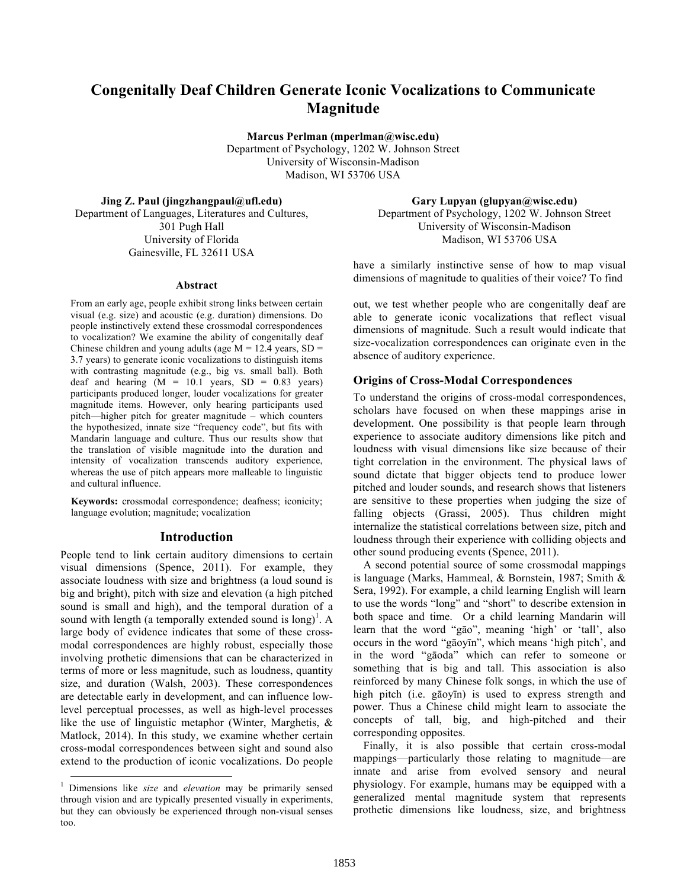# Congenitally Deaf Children Generate Iconic Vocalizations to Communicate Magnitude

**Marcus Perlman (mperlman@wisc.edu)**
Department of Psychology, 1202 W. Johnson Street
University of Wisconsin-Madison
Madison, WI 53706 USA

**Jing Z. Paul (jingzhangpaul@ufl.edu)**
Department of Languages, Literatures and Cultures,
301 Pugh Hall
University of Florida
Gainesville, FL 32611 USA

**Gary Lupyan (glupyan@wisc.edu)**
Department of Psychology, 1202 W. Johnson Street
University of Wisconsin-Madison
Madison, WI 53706 USA

## Abstract

From an early age, people exhibit strong links between certain visual (e.g. size) and acoustic (e.g. duration) dimensions. Do people instinctively extend these crossmodal correspondences to vocalization? We examine the ability of congenitally deaf Chinese children and young adults (age M = 12.4 years, SD = 3.7 years) to generate iconic vocalizations to distinguish items with contrasting magnitude (e.g., big vs. small ball). Both deaf and hearing (M = 10.1 years, SD = 0.83 years) participants produced longer, louder vocalizations for greater magnitude items. However, only hearing participants used pitch—higher pitch for greater magnitude – which counters the hypothesized, innate size "frequency code", but fits with Mandarin language and culture. Thus our results show that the translation of visible magnitude into the duration and intensity of vocalization transcends auditory experience, whereas the use of pitch appears more malleable to linguistic and cultural influence.

**Keywords:** crossmodal correspondence; deafness; iconicity; language evolution; magnitude; vocalization

## Introduction

People tend to link certain auditory dimensions to certain visual dimensions (Spence, 2011). For example, they associate loudness with size and brightness (a loud sound is big and bright), pitch with size and elevation (a high pitched sound is small and high), and the temporal duration of a sound with length (a temporally extended sound is long)[1]. A large body of evidence indicates that some of these cross-modal correspondences are highly robust, especially those involving prothetic dimensions that can be characterized in terms of more or less magnitude, such as loudness, quantity size, and duration (Walsh, 2003). These correspondences are detectable early in development, and can influence low-level perceptual processes, as well as high-level processes like the use of linguistic metaphor (Winter, Marghetis, & Matlock, 2014). In this study, we examine whether certain cross-modal correspondences between sight and sound also extend to the production of iconic vocalizations. Do people have a similarly instinctive sense of how to map visual dimensions of magnitude to qualities of their voice? To find out, we test whether people who are congenitally deaf are able to generate iconic vocalizations that reflect visual dimensions of magnitude. Such a result would indicate that size-vocalization correspondences can originate even in the absence of auditory experience.

### Origins of Cross-Modal Correspondences

To understand the origins of cross-modal correspondences, scholars have focused on when these mappings arise in development. One possibility is that people learn through experience to associate auditory dimensions like pitch and loudness with visual dimensions like size because of their tight correlation in the environment. The physical laws of sound dictate that bigger objects tend to produce lower pitched and louder sounds, and research shows that listeners are sensitive to these properties when judging the size of falling objects (Grassi, 2005). Thus children might internalize the statistical correlations between size, pitch and loudness through their experience with colliding objects and other sound producing events (Spence, 2011).

A second potential source of some crossmodal mappings is language (Marks, Hammeal, & Bornstein, 1987; Smith & Sera, 1992). For example, a child learning English will learn to use the words "long" and "short" to describe extension in both space and time. Or a child learning Mandarin will learn that the word "gāo", meaning 'high' or 'tall', also occurs in the word "gāoyīn", which means 'high pitch', and in the word "gāoda" which can refer to someone or something that is big and tall. This association is also reinforced by many Chinese folk songs, in which the use of high pitch (i.e. gāoyīn) is used to express strength and power. Thus a Chinese child might learn to associate the concepts of tall, big, and high-pitched and their corresponding opposites.

Finally, it is also possible that certain cross-modal mappings—particularly those relating to magnitude—are innate and arise from evolved sensory and neural physiology. For example, humans may be equipped with a generalized mental magnitude system that represents prothetic dimensions like loudness, size, and brightness

[1] Dimensions like *size* and *elevation* may be primarily sensed through vision and are typically presented visually in experiments, but they can obviously be experienced through non-visual senses too.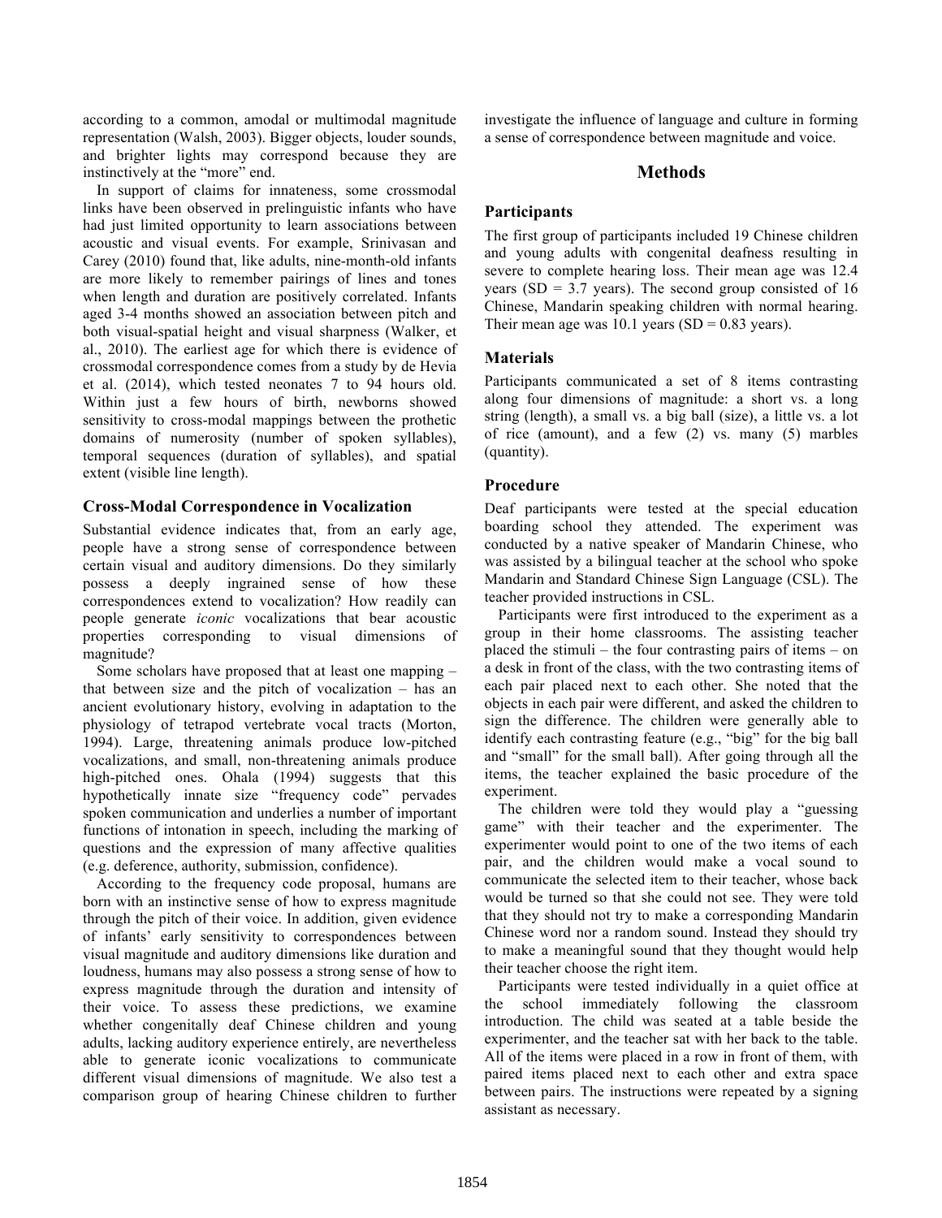according to a common, amodal or multimodal magnitude representation (Walsh, 2003). Bigger objects, louder sounds, and brighter lights may correspond because they are instinctively at the "more" end.

In support of claims for innateness, some crossmodal links have been observed in prelinguistic infants who have had just limited opportunity to learn associations between acoustic and visual events. For example, Srinivasan and Carey (2010) found that, like adults, nine-month-old infants are more likely to remember pairings of lines and tones when length and duration are positively correlated. Infants aged 3-4 months showed an association between pitch and both visual-spatial height and visual sharpness (Walker, et al., 2010). The earliest age for which there is evidence of crossmodal correspondence comes from a study by de Hevia et al. (2014), which tested neonates 7 to 94 hours old. Within just a few hours of birth, newborns showed sensitivity to cross-modal mappings between the prothetic domains of numerosity (number of spoken syllables), temporal sequences (duration of syllables), and spatial extent (visible line length).

### Cross-Modal Correspondence in Vocalization

Substantial evidence indicates that, from an early age, people have a strong sense of correspondence between certain visual and auditory dimensions. Do they similarly possess a deeply ingrained sense of how these correspondences extend to vocalization? How readily can people generate *iconic* vocalizations that bear acoustic properties corresponding to visual dimensions of magnitude?

Some scholars have proposed that at least one mapping – that between size and the pitch of vocalization – has an ancient evolutionary history, evolving in adaptation to the physiology of tetrapod vertebrate vocal tracts (Morton, 1994). Large, threatening animals produce low-pitched vocalizations, and small, non-threatening animals produce high-pitched ones. Ohala (1994) suggests that this hypothetically innate size "frequency code" pervades spoken communication and underlies a number of important functions of intonation in speech, including the marking of questions and the expression of many affective qualities (e.g. deference, authority, submission, confidence).

According to the frequency code proposal, humans are born with an instinctive sense of how to express magnitude through the pitch of their voice. In addition, given evidence of infants' early sensitivity to correspondences between visual magnitude and auditory dimensions like duration and loudness, humans may also possess a strong sense of how to express magnitude through the duration and intensity of their voice. To assess these predictions, we examine whether congenitally deaf Chinese children and young adults, lacking auditory experience entirely, are nevertheless able to generate iconic vocalizations to communicate different visual dimensions of magnitude. We also test a comparison group of hearing Chinese children to further investigate the influence of language and culture in forming a sense of correspondence between magnitude and voice.

## Methods

### Participants

The first group of participants included 19 Chinese children and young adults with congenital deafness resulting in severe to complete hearing loss. Their mean age was 12.4 years (SD = 3.7 years). The second group consisted of 16 Chinese, Mandarin speaking children with normal hearing. Their mean age was 10.1 years (SD = 0.83 years).

### Materials

Participants communicated a set of 8 items contrasting along four dimensions of magnitude: a short vs. a long string (length), a small vs. a big ball (size), a little vs. a lot of rice (amount), and a few (2) vs. many (5) marbles (quantity).

### Procedure

Deaf participants were tested at the special education boarding school they attended. The experiment was conducted by a native speaker of Mandarin Chinese, who was assisted by a bilingual teacher at the school who spoke Mandarin and Standard Chinese Sign Language (CSL). The teacher provided instructions in CSL.

Participants were first introduced to the experiment as a group in their home classrooms. The assisting teacher placed the stimuli – the four contrasting pairs of items – on a desk in front of the class, with the two contrasting items of each pair placed next to each other. She noted that the objects in each pair were different, and asked the children to sign the difference. The children were generally able to identify each contrasting feature (e.g., "big" for the big ball and "small" for the small ball). After going through all the items, the teacher explained the basic procedure of the experiment.

The children were told they would play a "guessing game" with their teacher and the experimenter. The experimenter would point to one of the two items of each pair, and the children would make a vocal sound to communicate the selected item to their teacher, whose back would be turned so that she could not see. They were told that they should not try to make a corresponding Mandarin Chinese word nor a random sound. Instead they should try to make a meaningful sound that they thought would help their teacher choose the right item.

Participants were tested individually in a quiet office at the school immediately following the classroom introduction. The child was seated at a table beside the experimenter, and the teacher sat with her back to the table. All of the items were placed in a row in front of them, with paired items placed next to each other and extra space between pairs. The instructions were repeated by a signing assistant as necessary.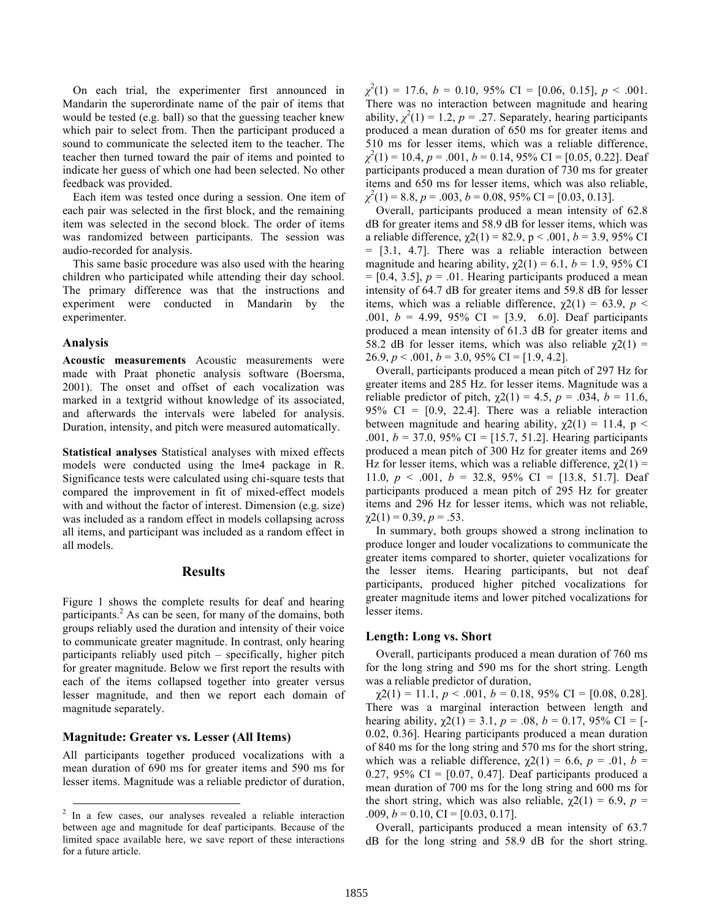On each trial, the experimenter first announced in Mandarin the superordinate name of the pair of items that would be tested (e.g. ball) so that the guessing teacher knew which pair to select from. Then the participant produced a sound to communicate the selected item to the teacher. The teacher then turned toward the pair of items and pointed to indicate her guess of which one had been selected. No other feedback was provided.

Each item was tested once during a session. One item of each pair was selected in the first block, and the remaining item was selected in the second block. The order of items was randomized between participants. The session was audio-recorded for analysis.

This same basic procedure was also used with the hearing children who participated while attending their day school. The primary difference was that the instructions and experiment were conducted in Mandarin by the experimenter.

### Analysis

**Acoustic measurements** Acoustic measurements were made with Praat phonetic analysis software (Boersma, 2001). The onset and offset of each vocalization was marked in a textgrid without knowledge of its associated, and afterwards the intervals were labeled for analysis. Duration, intensity, and pitch were measured automatically.

**Statistical analyses** Statistical analyses with mixed effects models were conducted using the lme4 package in R. Significance tests were calculated using chi-square tests that compared the improvement in fit of mixed-effect models with and without the factor of interest. Dimension (e.g. size) was included as a random effect in models collapsing across all items, and participant was included as a random effect in all models.

## Results

Figure 1 shows the complete results for deaf and hearing participants.[2] As can be seen, for many of the domains, both groups reliably used the duration and intensity of their voice to communicate greater magnitude. In contrast, only hearing participants reliably used pitch – specifically, higher pitch for greater magnitude. Below we first report the results with each of the items collapsed together into greater versus lesser magnitude, and then we report each domain of magnitude separately.

### Magnitude: Greater vs. Lesser (All Items)

All participants together produced vocalizations with a mean duration of 690 ms for greater items and 590 ms for lesser items. Magnitude was a reliable predictor of duration, $\chi^2(1) = 17.6$, $b = 0.10$, 95% CI = [0.06, 0.15], $p < .001$. There was no interaction between magnitude and hearing ability, $\chi^2(1) = 1.2$, $p = .27$. Separately, hearing participants produced a mean duration of 650 ms for greater items and 510 ms for lesser items, which was a reliable difference, $\chi^2(1) = 10.4$, $p = .001$, $b = 0.14$, 95% CI = [0.05, 0.22]. Deaf participants produced a mean duration of 730 ms for greater items and 650 ms for lesser items, which was also reliable, $\chi^2(1) = 8.8$, $p = .003$, $b = 0.08$, 95% CI = [0.03, 0.13].

Overall, participants produced a mean intensity of 62.8 dB for greater items and 58.9 dB for lesser items, which was a reliable difference, $\chi2(1) = 82.9$, $p < .001$, $b = 3.9$, 95% CI = [3.1, 4.7]. There was a reliable interaction between magnitude and hearing ability, $\chi2(1) = 6.1$, $b = 1.9$, 95% CI = [0.4, 3.5], $p = .01$. Hearing participants produced a mean intensity of 64.7 dB for greater items and 59.8 dB for lesser items, which was a reliable difference, $\chi2(1) = 63.9$, $p < .001$, $b = 4.99$, 95% CI = [3.9, 6.0]. Deaf participants produced a mean intensity of 61.3 dB for greater items and 58.2 dB for lesser items, which was also reliable $\chi2(1) = 26.9$, $p < .001$, $b = 3.0$, 95% CI = [1.9, 4.2].

Overall, participants produced a mean pitch of 297 Hz for greater items and 285 Hz. for lesser items. Magnitude was a reliable predictor of pitch, $\chi2(1) = 4.5$, $p = .034$, $b = 11.6$, 95% CI = [0.9, 22.4]. There was a reliable interaction between magnitude and hearing ability, $\chi2(1) = 11.4$, $p < .001$, $b = 37.0$, 95% CI = [15.7, 51.2]. Hearing participants produced a mean pitch of 300 Hz for greater items and 269 Hz for lesser items, which was a reliable difference, $\chi2(1) = 11.0$, $p < .001$, $b = 32.8$, 95% CI = [13.8, 51.7]. Deaf participants produced a mean pitch of 295 Hz for greater items and 296 Hz for lesser items, which was not reliable, $\chi2(1) = 0.39$, $p = .53$.

In summary, both groups showed a strong inclination to produce longer and louder vocalizations to communicate the greater items compared to shorter, quieter vocalizations for the lesser items. Hearing participants, but not deaf participants, produced higher pitched vocalizations for greater magnitude items and lower pitched vocalizations for lesser items.

### Length: Long vs. Short

Overall, participants produced a mean duration of 760 ms for the long string and 590 ms for the short string. Length was a reliable predictor of duration,

$\chi2(1) = 11.1$, $p < .001$, $b = 0.18$, 95% CI = [0.08, 0.28]. There was a marginal interaction between length and hearing ability, $\chi2(1) = 3.1$, $p = .08$, $b = 0.17$, 95% CI = [-0.02, 0.36]. Hearing participants produced a mean duration of 840 ms for the long string and 570 ms for the short string, which was a reliable difference, $\chi2(1) = 6.6$, $p = .01$, $b = 0.27$, 95% CI = [0.07, 0.47]. Deaf participants produced a mean duration of 700 ms for the long string and 600 ms for the short string, which was also reliable, $\chi2(1) = 6.9$, $p = .009$, $b = 0.10$, CI = [0.03, 0.17].

Overall, participants produced a mean intensity of 63.7 dB for the long string and 58.9 dB for the short string.

---

[2] In a few cases, our analyses revealed a reliable interaction between age and magnitude for deaf participants. Because of the limited space available here, we save report of these interactions for a future article.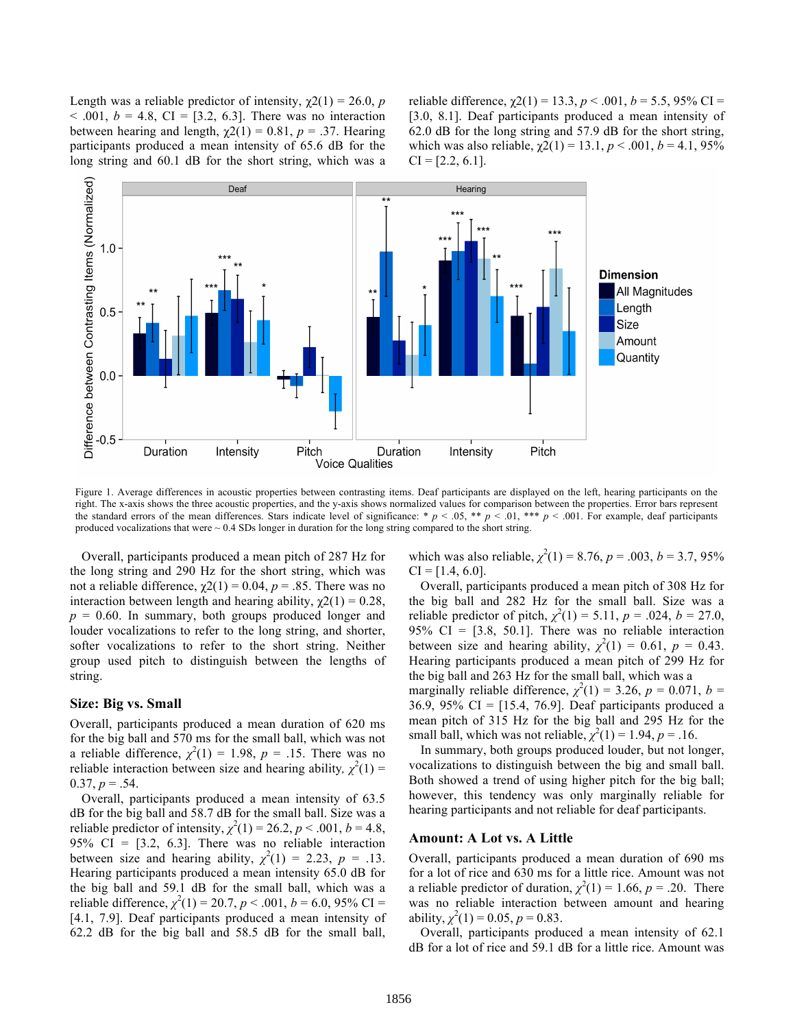Length was a reliable predictor of intensity, $\chi2(1) = 26.0$, $p < .001$, $b = 4.8$, CI = [3.2, 6.3]. There was no interaction between hearing and length, $\chi2(1) = 0.81$, $p = .37$. Hearing participants produced a mean intensity of 65.6 dB for the long string and 60.1 dB for the short string, which was a reliable difference, $\chi2(1) = 13.3$, $p < .001$, $b = 5.5$, 95% CI = [3.0, 8.1]. Deaf participants produced a mean intensity of 62.0 dB for the long string and 57.9 dB for the short string, which was also reliable, $\chi2(1) = 13.1$, $p < .001$, $b = 4.1$, 95% CI = [2.2, 6.1].

Figure 1. Average differences in acoustic properties between contrasting items. Deaf participants are displayed on the left, hearing participants on the right. The x-axis shows the three acoustic properties, and the y-axis shows normalized values for comparison between the properties. Error bars represent the standard errors of the mean differences. Stars indicate level of significance: * $p < .05$, ** $p < .01$, *** $p < .001$. For example, deaf participants produced vocalizations that were ~ 0.4 SDs longer in duration for the long string compared to the short string.

Overall, participants produced a mean pitch of 287 Hz for the long string and 290 Hz for the short string, which was not a reliable difference, $\chi2(1) = 0.04$, $p = .85$. There was no interaction between length and hearing ability, $\chi2(1) = 0.28$, $p = 0.60$. In summary, both groups produced longer and louder vocalizations to refer to the long string, and shorter, softer vocalizations to refer to the short string. Neither group used pitch to distinguish between the lengths of string.

## Size: Big vs. Small

Overall, participants produced a mean duration of 620 ms for the big ball and 570 ms for the small ball, which was not a reliable difference, $\chi^2(1) = 1.98$, $p = .15$. There was no reliable interaction between size and hearing ability, $\chi^2(1) = 0.37$, $p = .54$.

Overall, participants produced a mean intensity of 63.5 dB for the big ball and 58.7 dB for the small ball. Size was a reliable predictor of intensity, $\chi^2(1) = 26.2$, $p < .001$, $b = 4.8$, 95% CI = [3.2, 6.3]. There was no reliable interaction between size and hearing ability, $\chi^2(1) = 2.23$, $p = .13$. Hearing participants produced a mean intensity 65.0 dB for the big ball and 59.1 dB for the small ball, which was a reliable difference, $\chi^2(1) = 20.7$, $p < .001$, $b = 6.0$, 95% CI = [4.1, 7.9]. Deaf participants produced a mean intensity of 62.2 dB for the big ball and 58.5 dB for the small ball, which was also reliable, $\chi^2(1) = 8.76$, $p = .003$, $b = 3.7$, 95% CI = [1.4, 6.0].

Overall, participants produced a mean pitch of 308 Hz for the big ball and 282 Hz for the small ball. Size was a reliable predictor of pitch, $\chi^2(1) = 5.11$, $p = .024$, $b = 27.0$, 95% CI = [3.8, 50.1]. There was no reliable interaction between size and hearing ability, $\chi^2(1) = 0.61$, $p = 0.43$. Hearing participants produced a mean pitch of 299 Hz for the big ball and 263 Hz for the small ball, which was a marginally reliable difference, $\chi^2(1) = 3.26$, $p = 0.071$, $b = 36.9$, 95% CI = [15.4, 76.9]. Deaf participants produced a mean pitch of 315 Hz for the big ball and 295 Hz for the small ball, which was not reliable, $\chi^2(1) = 1.94$, $p = .16$.

In summary, both groups produced louder, but not longer, vocalizations to distinguish between the big and small ball. Both showed a trend of using higher pitch for the big ball; however, this tendency was only marginally reliable for hearing participants and not reliable for deaf participants.

## Amount: A Lot vs. A Little

Overall, participants produced a mean duration of 690 ms for a lot of rice and 630 ms for a little rice. Amount was not a reliable predictor of duration, $\chi^2(1) = 1.66$, $p = .20$. There was no reliable interaction between amount and hearing ability, $\chi^2(1) = 0.05$, $p = 0.83$.

Overall, participants produced a mean intensity of 62.1 dB for a lot of rice and 59.1 dB for a little rice. Amount was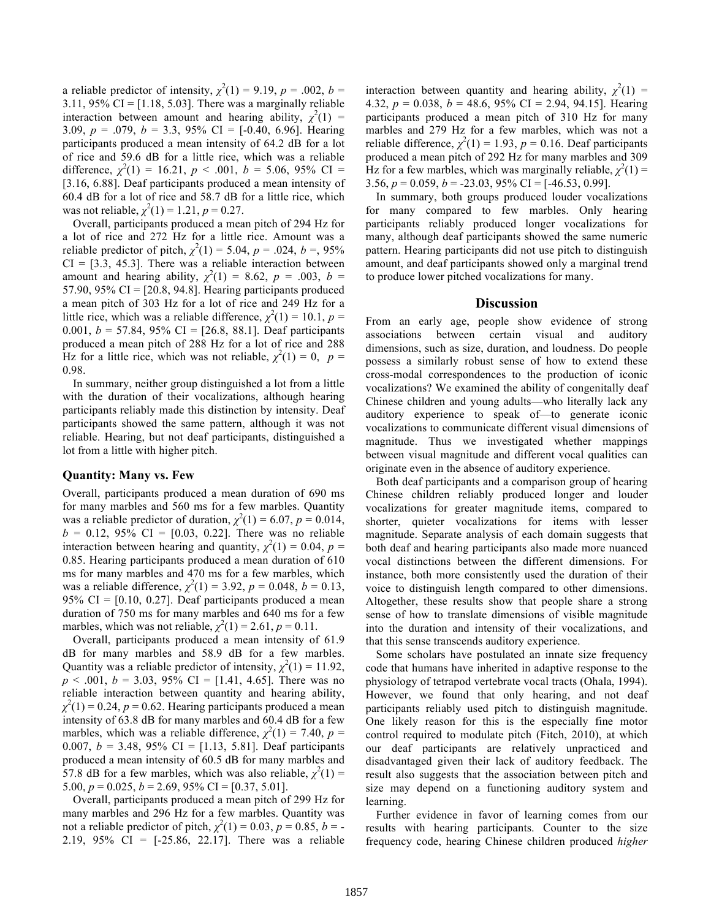a reliable predictor of intensity, $\chi^2(1) = 9.19$, $p = .002$, $b = 3.11$, 95% CI = [1.18, 5.03]. There was a marginally reliable interaction between amount and hearing ability, $\chi^2(1) = 3.09$, $p = .079$, $b = 3.3$, 95% CI = [-0.40, 6.96]. Hearing participants produced a mean intensity of 64.2 dB for a lot of rice and 59.6 dB for a little rice, which was a reliable difference, $\chi^2(1) = 16.21$, $p < .001$, $b = 5.06$, 95% CI = [3.16, 6.88]. Deaf participants produced a mean intensity of 60.4 dB for a lot of rice and 58.7 dB for a little rice, which was not reliable, $\chi^2(1) = 1.21$, $p = 0.27$.

Overall, participants produced a mean pitch of 294 Hz for a lot of rice and 272 Hz for a little rice. Amount was a reliable predictor of pitch, $\chi^2(1) = 5.04$, $p = .024$, $b =$, 95% CI = [3.3, 45.3]. There was a reliable interaction between amount and hearing ability, $\chi^2(1) = 8.62$, $p = .003$, $b = 57.90$, 95% CI = [20.8, 94.8]. Hearing participants produced a mean pitch of 303 Hz for a lot of rice and 249 Hz for a little rice, which was a reliable difference, $\chi^2(1) = 10.1$, $p = 0.001$, $b = 57.84$, 95% CI = [26.8, 88.1]. Deaf participants produced a mean pitch of 288 Hz for a lot of rice and 288 Hz for a little rice, which was not reliable, $\chi^2(1) = 0$, $p = 0.98$.

In summary, neither group distinguished a lot from a little with the duration of their vocalizations, although hearing participants reliably made this distinction by intensity. Deaf participants showed the same pattern, although it was not reliable. Hearing, but not deaf participants, distinguished a lot from a little with higher pitch.

### Quantity: Many vs. Few

Overall, participants produced a mean duration of 690 ms for many marbles and 560 ms for a few marbles. Quantity was a reliable predictor of duration, $\chi^2(1) = 6.07$, $p = 0.014$, $b = 0.12$, 95% CI = [0.03, 0.22]. There was no reliable interaction between hearing and quantity, $\chi^2(1) = 0.04$, $p = 0.85$. Hearing participants produced a mean duration of 610 ms for many marbles and 470 ms for a few marbles, which was a reliable difference, $\chi^2(1) = 3.92$, $p = 0.048$, $b = 0.13$, 95% CI = [0.10, 0.27]. Deaf participants produced a mean duration of 750 ms for many marbles and 640 ms for a few marbles, which was not reliable, $\chi^2(1) = 2.61$, $p = 0.11$.

Overall, participants produced a mean intensity of 61.9 dB for many marbles and 58.9 dB for a few marbles. Quantity was a reliable predictor of intensity, $\chi^2(1) = 11.92$, $p < .001$, $b = 3.03$, 95% CI = [1.41, 4.65]. There was no reliable interaction between quantity and hearing ability, $\chi^2(1) = 0.24$, $p = 0.62$. Hearing participants produced a mean intensity of 63.8 dB for many marbles and 60.4 dB for a few marbles, which was a reliable difference, $\chi^2(1) = 7.40$, $p = 0.007$, $b = 3.48$, 95% CI = [1.13, 5.81]. Deaf participants produced a mean intensity of 60.5 dB for many marbles and 57.8 dB for a few marbles, which was also reliable, $\chi^2(1) = 5.00$, $p = 0.025$, $b = 2.69$, 95% CI = [0.37, 5.01].

Overall, participants produced a mean pitch of 299 Hz for many marbles and 296 Hz for a few marbles. Quantity was not a reliable predictor of pitch, $\chi^2(1) = 0.03$, $p = 0.85$, $b = -2.19$, 95% CI = [-25.86, 22.17]. There was a reliable interaction between quantity and hearing ability, $\chi^2(1) = 4.32$, $p = 0.038$, $b = 48.6$, 95% CI = [2.94, 94.15]. Hearing participants produced a mean pitch of 310 Hz for many marbles and 279 Hz for a few marbles, which was not a reliable difference, $\chi^2(1) = 1.93$, $p = 0.16$. Deaf participants produced a mean pitch of 292 Hz for many marbles and 309 Hz for a few marbles, which was marginally reliable, $\chi^2(1) = 3.56$, $p = 0.059$, $b = -23.03$, 95% CI = [-46.53, 0.99].

In summary, both groups produced louder vocalizations for many compared to few marbles. Only hearing participants reliably produced longer vocalizations for many, although deaf participants showed the same numeric pattern. Hearing participants did not use pitch to distinguish amount, and deaf participants showed only a marginal trend to produce lower pitched vocalizations for many.

## Discussion

From an early age, people show evidence of strong associations between certain visual and auditory dimensions, such as size, duration, and loudness. Do people possess a similarly robust sense of how to extend these cross-modal correspondences to the production of iconic vocalizations? We examined the ability of congenitally deaf Chinese children and young adults—who literally lack any auditory experience to speak of—to generate iconic vocalizations to communicate different visual dimensions of magnitude. Thus we investigated whether mappings between visual magnitude and different vocal qualities can originate even in the absence of auditory experience.

Both deaf participants and a comparison group of hearing Chinese children reliably produced longer and louder vocalizations for greater magnitude items, compared to shorter, quieter vocalizations for items with lesser magnitude. Separate analysis of each domain suggests that both deaf and hearing participants also made more nuanced vocal distinctions between the different dimensions. For instance, both more consistently used the duration of their voice to distinguish length compared to other dimensions. Altogether, these results show that people share a strong sense of how to translate dimensions of visible magnitude into the duration and intensity of their vocalizations, and that this sense transcends auditory experience.

Some scholars have postulated an innate size frequency code that humans have inherited in adaptive response to the physiology of tetrapod vertebrate vocal tracts (Ohala, 1994). However, we found that only hearing, and not deaf participants reliably used pitch to distinguish magnitude. One likely reason for this is the especially fine motor control required to modulate pitch (Fitch, 2010), at which our deaf participants are relatively unpracticed and disadvantaged given their lack of auditory feedback. The result also suggests that the association between pitch and size may depend on a functioning auditory system and learning.

Further evidence in favor of learning comes from our results with hearing participants. Counter to the size frequency code, hearing Chinese children produced *higher*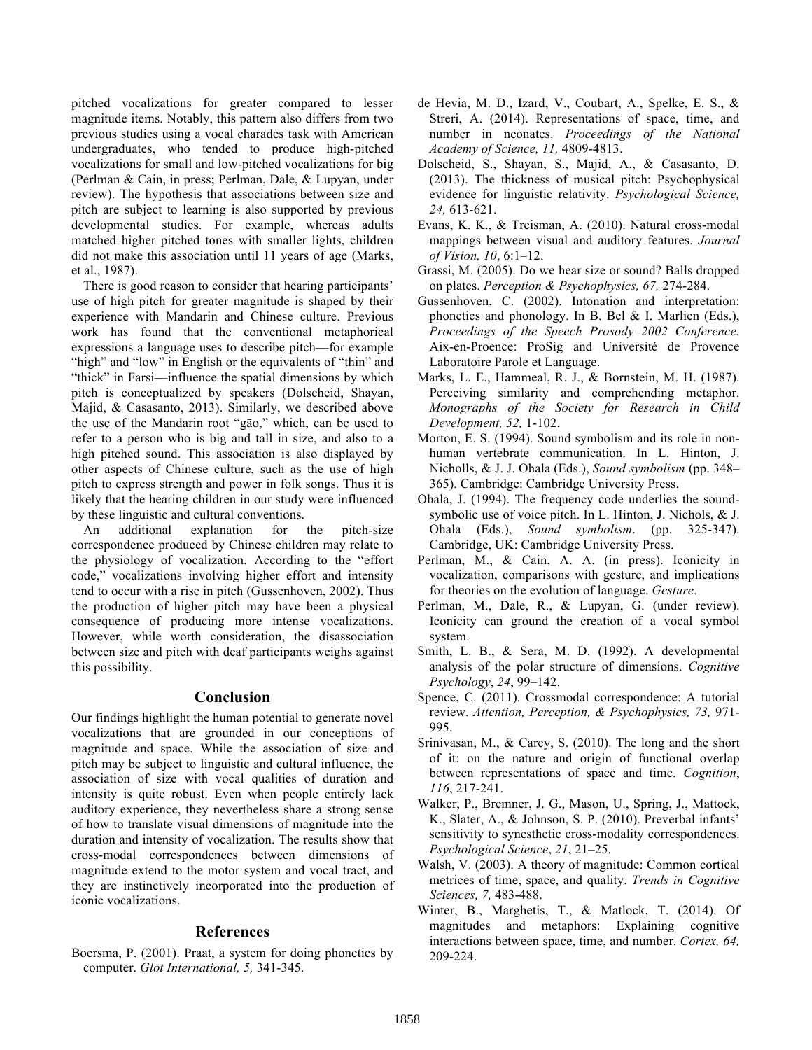pitched vocalizations for greater compared to lesser magnitude items. Notably, this pattern also differs from two previous studies using a vocal charades task with American undergraduates, who tended to produce high-pitched vocalizations for small and low-pitched vocalizations for big (Perlman & Cain, in press; Perlman, Dale, & Lupyan, under review). The hypothesis that associations between size and pitch are subject to learning is also supported by previous developmental studies. For example, whereas adults matched higher pitched tones with smaller lights, children did not make this association until 11 years of age (Marks, et al., 1987).

There is good reason to consider that hearing participants' use of high pitch for greater magnitude is shaped by their experience with Mandarin and Chinese culture. Previous work has found that the conventional metaphorical expressions a language uses to describe pitch—for example "high" and "low" in English or the equivalents of "thin" and "thick" in Farsi—influence the spatial dimensions by which pitch is conceptualized by speakers (Dolscheid, Shayan, Majid, & Casasanto, 2013). Similarly, we described above the use of the Mandarin root "gāo," which, can be used to refer to a person who is big and tall in size, and also to a high pitched sound. This association is also displayed by other aspects of Chinese culture, such as the use of high pitch to express strength and power in folk songs. Thus it is likely that the hearing children in our study were influenced by these linguistic and cultural conventions.

An additional explanation for the pitch-size correspondence produced by Chinese children may relate to the physiology of vocalization. According to the "effort code," vocalizations involving higher effort and intensity tend to occur with a rise in pitch (Gussenhoven, 2002). Thus the production of higher pitch may have been a physical consequence of producing more intense vocalizations. However, while worth consideration, the disassociation between size and pitch with deaf participants weighs against this possibility.

## Conclusion

Our findings highlight the human potential to generate novel vocalizations that are grounded in our conceptions of magnitude and space. While the association of size and pitch may be subject to linguistic and cultural influence, the association of size with vocal qualities of duration and intensity is quite robust. Even when people entirely lack auditory experience, they nevertheless share a strong sense of how to translate visual dimensions of magnitude into the duration and intensity of vocalization. The results show that cross-modal correspondences between dimensions of magnitude extend to the motor system and vocal tract, and they are instinctively incorporated into the production of iconic vocalizations.

## References

Boersma, P. (2001). Praat, a system for doing phonetics by computer. *Glot International, 5,* 341-345.

de Hevia, M. D., Izard, V., Coubart, A., Spelke, E. S., & Streri, A. (2014). Representations of space, time, and number in neonates. *Proceedings of the National Academy of Science, 11,* 4809-4813.

Dolscheid, S., Shayan, S., Majid, A., & Casasanto, D. (2013). The thickness of musical pitch: Psychophysical evidence for linguistic relativity. *Psychological Science, 24,* 613-621.

Evans, K. K., & Treisman, A. (2010). Natural cross-modal mappings between visual and auditory features. *Journal of Vision, 10*, 6:1–12.

Grassi, M. (2005). Do we hear size or sound? Balls dropped on plates. *Perception & Psychophysics, 67,* 274-284.

Gussenhoven, C. (2002). Intonation and interpretation: phonetics and phonology. In B. Bel & I. Marlien (Eds.), *Proceedings of the Speech Prosody 2002 Conference.* Aix-en-Proence: ProSig and Université de Provence Laboratoire Parole et Language.

Marks, L. E., Hammeal, R. J., & Bornstein, M. H. (1987). Perceiving similarity and comprehending metaphor. *Monographs of the Society for Research in Child Development, 52,* 1-102.

Morton, E. S. (1994). Sound symbolism and its role in non-human vertebrate communication. In L. Hinton, J. Nicholls, & J. J. Ohala (Eds.), *Sound symbolism* (pp. 348–365). Cambridge: Cambridge University Press.

Ohala, J. (1994). The frequency code underlies the sound-symbolic use of voice pitch. In L. Hinton, J. Nichols, & J. Ohala (Eds.), *Sound symbolism*. (pp. 325-347). Cambridge, UK: Cambridge University Press.

Perlman, M., & Cain, A. A. (in press). Iconicity in vocalization, comparisons with gesture, and implications for theories on the evolution of language. *Gesture*.

Perlman, M., Dale, R., & Lupyan, G. (under review). Iconicity can ground the creation of a vocal symbol system.

Smith, L. B., & Sera, M. D. (1992). A developmental analysis of the polar structure of dimensions. *Cognitive Psychology*, *24*, 99–142.

Spence, C. (2011). Crossmodal correspondence: A tutorial review. *Attention, Perception, & Psychophysics, 73,* 971-995.

Srinivasan, M., & Carey, S. (2010). The long and the short of it: on the nature and origin of functional overlap between representations of space and time. *Cognition*, *116*, 217-241.

Walker, P., Bremner, J. G., Mason, U., Spring, J., Mattock, K., Slater, A., & Johnson, S. P. (2010). Preverbal infants' sensitivity to synesthetic cross-modality correspondences. *Psychological Science*, *21*, 21–25.

Walsh, V. (2003). A theory of magnitude: Common cortical metrices of time, space, and quality. *Trends in Cognitive Sciences, 7,* 483-488.

Winter, B., Marghetis, T., & Matlock, T. (2014). Of magnitudes and metaphors: Explaining cognitive interactions between space, time, and number. *Cortex, 64,* 209-224.